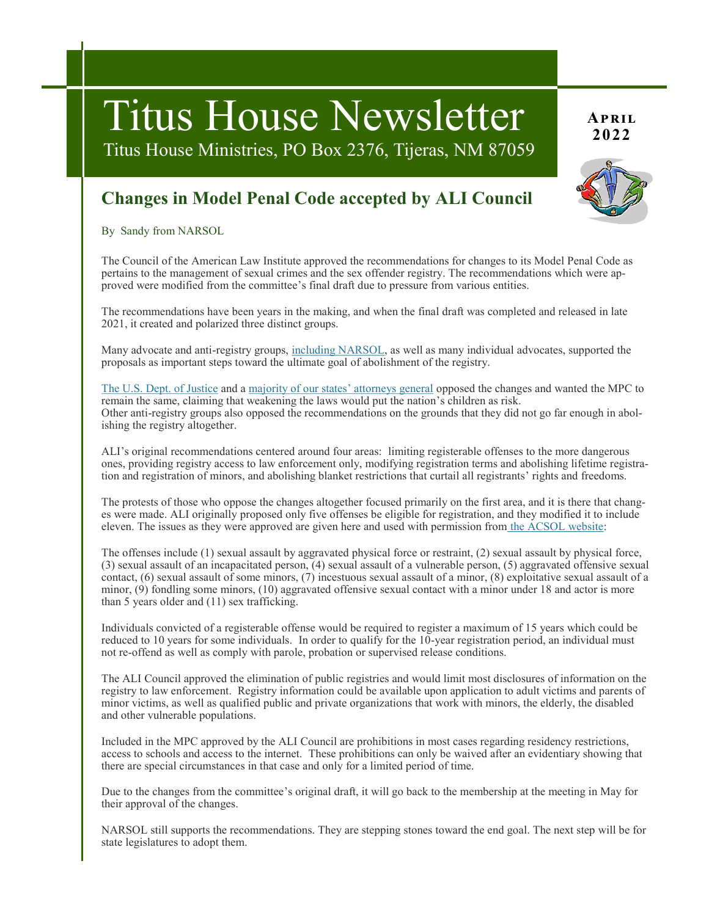# Titus House Newsletter

Titus House Ministries, PO Box 2376, Tijeras, NM 87059

**April 2022**

## Changes in Model Penal Code accepted by ALI Council

By Sandy from NARSOL

The Council of the American Law Institute approved the recommendations for changes to its Model Penal Code as pertains to the management of sexual crimes and the sex offender registry. The recommendations which were approved were modified from the committee's final draft due to pressure from various entities.

The recommendations have been years in the making, and when the final draft was completed and released in late 2021, it created and polarized three distinct groups.

Many advocate and anti-registry groups, including NARSOL, as well as many individual advocates, supported the proposals as important steps toward the ultimate goal of abolishment of the registry.

The U.S. Dept. of Justice and a majority of our states' attorneys general opposed the changes and wanted the MPC to remain the same, claiming that weakening the laws would put the nation's children as risk.
Other anti-registry groups also opposed the recommendations on the grounds that they did not go far enough in abolishing the registry altogether.

ALI's original recommendations centered around four areas: limiting registerable offenses to the more dangerous ones, providing registry access to law enforcement only, modifying registration terms and abolishing lifetime registration and registration of minors, and abolishing blanket restrictions that curtail all registrants' rights and freedoms.

The protests of those who oppose the changes altogether focused primarily on the first area, and it is there that changes were made. ALI originally proposed only five offenses be eligible for registration, and they modified it to include eleven. The issues as they were approved are given here and used with permission from the ACSOL website:

The offenses include (1) sexual assault by aggravated physical force or restraint, (2) sexual assault by physical force, (3) sexual assault of an incapacitated person, (4) sexual assault of a vulnerable person, (5) aggravated offensive sexual contact, (6) sexual assault of some minors, (7) incestuous sexual assault of a minor, (8) exploitative sexual assault of a minor, (9) fondling some minors, (10) aggravated offensive sexual contact with a minor under 18 and actor is more than 5 years older and (11) sex trafficking.

Individuals convicted of a registerable offense would be required to register a maximum of 15 years which could be reduced to 10 years for some individuals. In order to qualify for the 10-year registration period, an individual must not re-offend as well as comply with parole, probation or supervised release conditions.

The ALI Council approved the elimination of public registries and would limit most disclosures of information on the registry to law enforcement. Registry information could be available upon application to adult victims and parents of minor victims, as well as qualified public and private organizations that work with minors, the elderly, the disabled and other vulnerable populations.

Included in the MPC approved by the ALI Council are prohibitions in most cases regarding residency restrictions, access to schools and access to the internet. These prohibitions can only be waived after an evidentiary showing that there are special circumstances in that case and only for a limited period of time.

Due to the changes from the committee's original draft, it will go back to the membership at the meeting in May for their approval of the changes.

NARSOL still supports the recommendations. They are stepping stones toward the end goal. The next step will be for state legislatures to adopt them.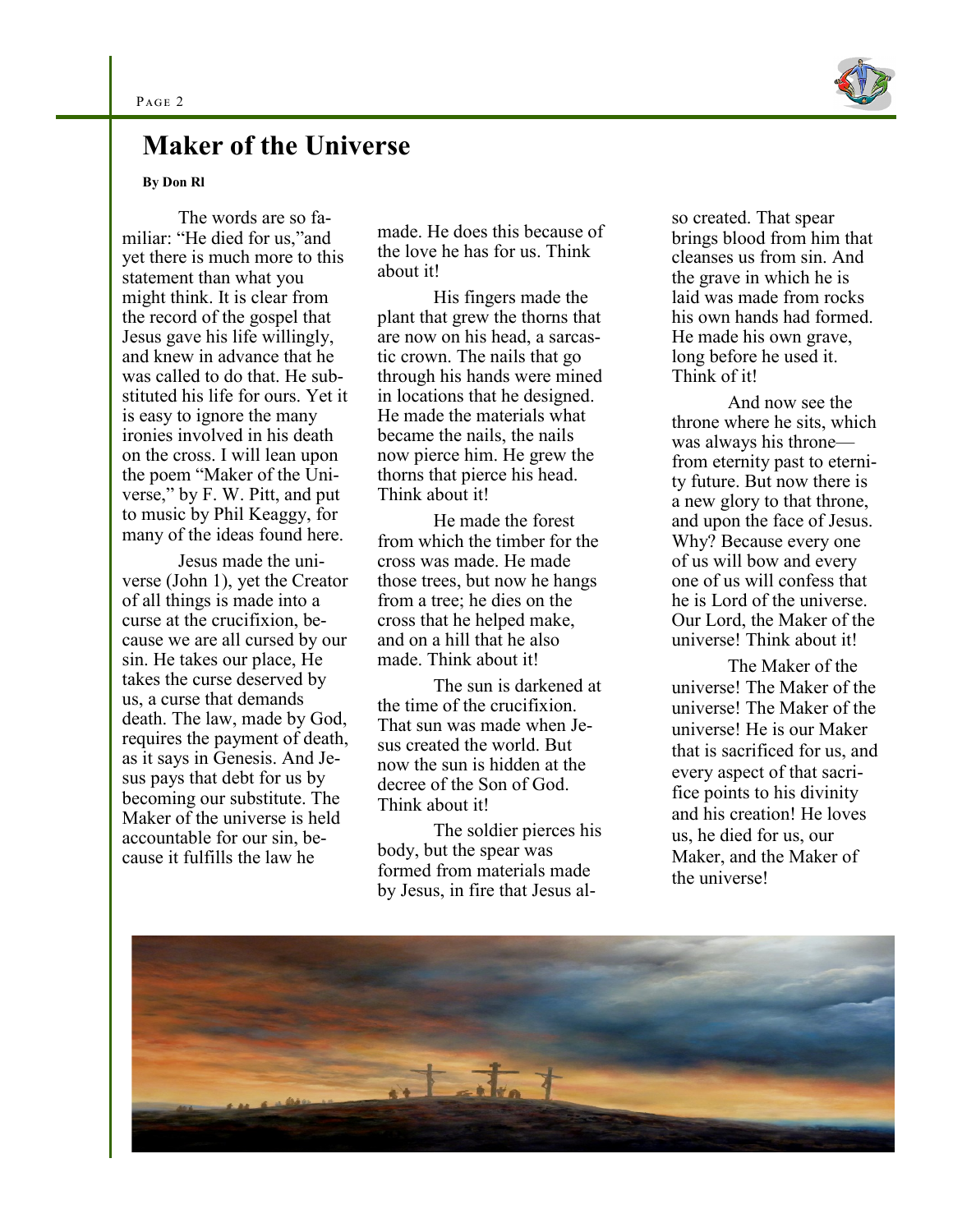# Maker of the Universe

**By Don Rl**

The words are so familiar: "He died for us,"and yet there is much more to this statement than what you might think. It is clear from the record of the gospel that Jesus gave his life willingly, and knew in advance that he was called to do that. He substituted his life for ours. Yet it is easy to ignore the many ironies involved in his death on the cross. I will lean upon the poem "Maker of the Universe," by F. W. Pitt, and put to music by Phil Keaggy, for many of the ideas found here.

Jesus made the universe (John 1), yet the Creator of all things is made into a curse at the crucifixion, because we are all cursed by our sin. He takes our place, He takes the curse deserved by us, a curse that demands death. The law, made by God, requires the payment of death, as it says in Genesis. And Jesus pays that debt for us by becoming our substitute. The Maker of the universe is held accountable for our sin, because it fulfills the law he made. He does this because of the love he has for us. Think about it!

His fingers made the plant that grew the thorns that are now on his head, a sarcastic crown. The nails that go through his hands were mined in locations that he designed. He made the materials what became the nails, the nails now pierce him. He grew the thorns that pierce his head. Think about it!

He made the forest from which the timber for the cross was made. He made those trees, but now he hangs from a tree; he dies on the cross that he helped make, and on a hill that he also made. Think about it!

The sun is darkened at the time of the crucifixion. That sun was made when Jesus created the world. But now the sun is hidden at the decree of the Son of God. Think about it!

The soldier pierces his body, but the spear was formed from materials made by Jesus, in fire that Jesus also created. That spear brings blood from him that cleanses us from sin. And the grave in which he is laid was made from rocks his own hands had formed. He made his own grave, long before he used it. Think of it!

And now see the throne where he sits, which was always his throne—from eternity past to eternity future. But now there is a new glory to that throne, and upon the face of Jesus. Why? Because every one of us will bow and every one of us will confess that he is Lord of the universe. Our Lord, the Maker of the universe! Think about it!

The Maker of the universe! The Maker of the universe! The Maker of the universe! He is our Maker that is sacrificed for us, and every aspect of that sacrifice points to his divinity and his creation! He loves us, he died for us, our Maker, and the Maker of the universe!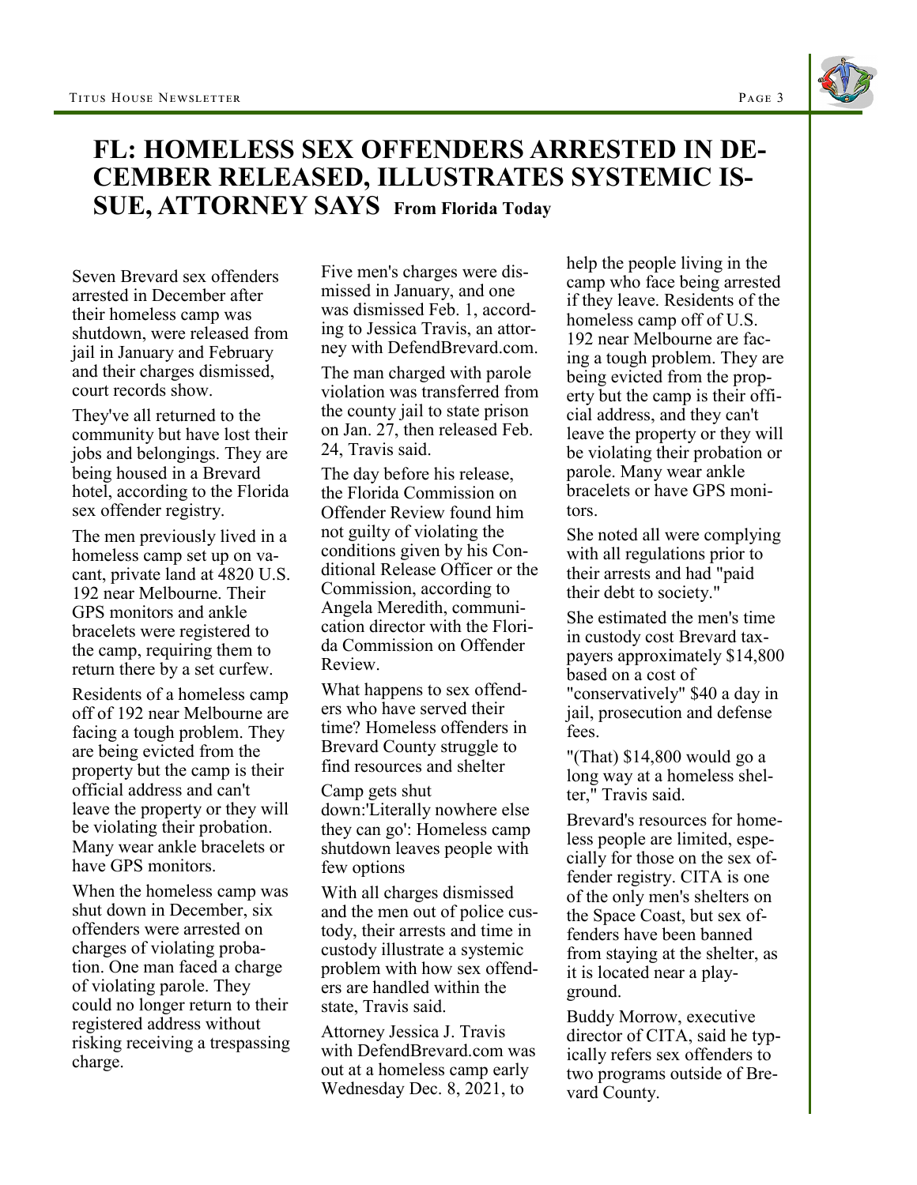# FL: HOMELESS SEX OFFENDERS ARRESTED IN DECEMBER RELEASED, ILLUSTRATES SYSTEMIC ISSUE, ATTORNEY SAYS **From Florida Today**

Seven Brevard sex offenders arrested in December after their homeless camp was shutdown, were released from jail in January and February and their charges dismissed, court records show.

They've all returned to the community but have lost their jobs and belongings. They are being housed in a Brevard hotel, according to the Florida sex offender registry.

The men previously lived in a homeless camp set up on vacant, private land at 4820 U.S. 192 near Melbourne. Their GPS monitors and ankle bracelets were registered to the camp, requiring them to return there by a set curfew.

Residents of a homeless camp off of 192 near Melbourne are facing a tough problem. They are being evicted from the property but the camp is their official address and can't leave the property or they will be violating their probation. Many wear ankle bracelets or have GPS monitors.

When the homeless camp was shut down in December, six offenders were arrested on charges of violating probation. One man faced a charge of violating parole. They could no longer return to their registered address without risking receiving a trespassing charge.

Five men's charges were dismissed in January, and one was dismissed Feb. 1, according to Jessica Travis, an attorney with DefendBrevard.com.

The man charged with parole violation was transferred from the county jail to state prison on Jan. 27, then released Feb. 24, Travis said.

The day before his release, the Florida Commission on Offender Review found him not guilty of violating the conditions given by his Conditional Release Officer or the Commission, according to Angela Meredith, communication director with the Florida Commission on Offender Review.

What happens to sex offenders who have served their time? Homeless offenders in Brevard County struggle to find resources and shelter

Camp gets shut down:'Literally nowhere else they can go': Homeless camp shutdown leaves people with few options

With all charges dismissed and the men out of police custody, their arrests and time in custody illustrate a systemic problem with how sex offenders are handled within the state, Travis said.

Attorney Jessica J. Travis with DefendBrevard.com was out at a homeless camp early Wednesday Dec. 8, 2021, to help the people living in the camp who face being arrested if they leave. Residents of the homeless camp off of U.S. 192 near Melbourne are facing a tough problem. They are being evicted from the property but the camp is their official address, and they can't leave the property or they will be violating their probation or parole. Many wear ankle bracelets or have GPS monitors.

She noted all were complying with all regulations prior to their arrests and had "paid their debt to society."

She estimated the men's time in custody cost Brevard taxpayers approximately $14,800 based on a cost of "conservatively" $40 a day in jail, prosecution and defense fees.

"(That) $14,800 would go a long way at a homeless shelter," Travis said.

Brevard's resources for homeless people are limited, especially for those on the sex offender registry. CITA is one of the only men's shelters on the Space Coast, but sex offenders have been banned from staying at the shelter, as it is located near a playground.

Buddy Morrow, executive director of CITA, said he typically refers sex offenders to two programs outside of Brevard County.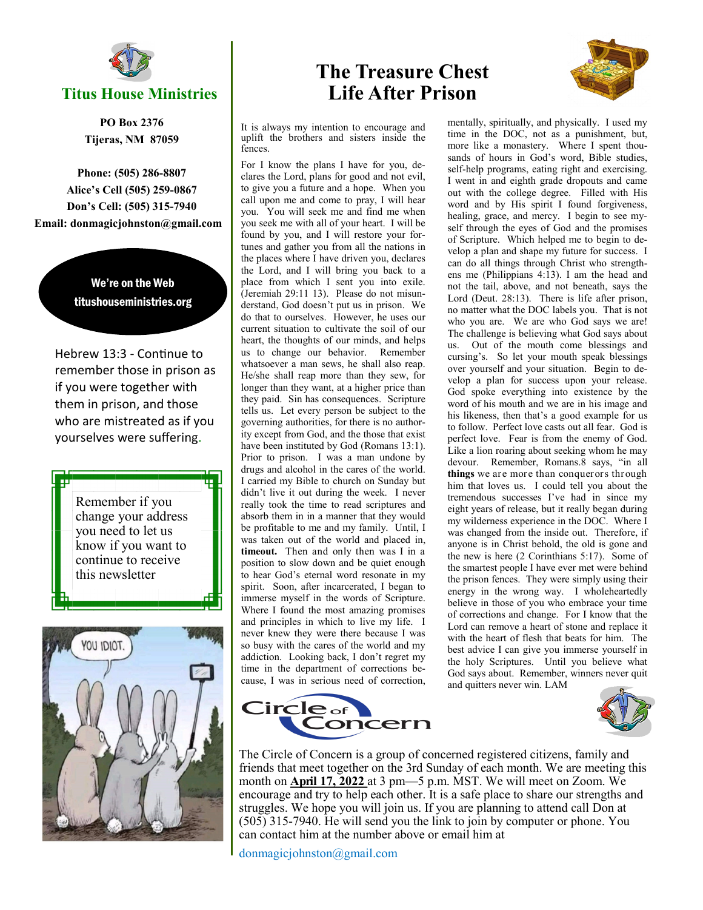## Titus House Ministries

**PO Box 2376**
**Tijeras, NM 87059**

**Phone: (505) 286-8807**
**Alice's Cell (505) 259-0867**
**Don's Cell: (505) 315-7940**
**Email: donmagicjohnston@gmail.com**

**We're on the Web**
**titushouseministries.org**

Hebrew 13:3 - Continue to remember those in prison as if you were together with them in prison, and those who are mistreated as if you yourselves were suffering.

Remember if you change your address you need to let us know if you want to continue to receive this newsletter

# The Treasure Chest Life After Prison

It is always my intention to encourage and uplift the brothers and sisters inside the fences.

For I know the plans I have for you, declares the Lord, plans for good and not evil, to give you a future and a hope. When you call upon me and come to pray, I will hear you. You will seek me and find me when you seek me with all of your heart. I will be found by you, and I will restore your fortunes and gather you from all the nations in the places where I have driven you, declares the Lord, and I will bring you back to a place from which I sent you into exile. (Jeremiah 29:11 13). Please do not misunderstand, God doesn't put us in prison. We do that to ourselves. However, he uses our current situation to cultivate the soil of our heart, the thoughts of our minds, and helps us to change our behavior. Remember whatsoever a man sews, he shall also reap. He/she shall reap more than they sew, for longer than they want, at a higher price than they paid. Sin has consequences. Scripture tells us. Let every person be subject to the governing authorities, for there is no authority except from God, and the those that exist have been instituted by God (Romans 13:1). Prior to prison. I was a man undone by drugs and alcohol in the cares of the world. I carried my Bible to church on Sunday but didn't live it out during the week. I never really took the time to read scriptures and absorb them in in a manner that they would be profitable to me and my family. Until, I was taken out of the world and placed in, **timeout.** Then and only then was I in a position to slow down and be quiet enough to hear God's eternal word resonate in my spirit. Soon, after incarcerated, I began to immerse myself in the words of Scripture. Where I found the most amazing promises and principles in which to live my life. I never knew they were there because I was so busy with the cares of the world and my addiction. Looking back, I don't regret my time in the department of corrections because, I was in serious need of correction, mentally, spiritually, and physically. I used my time in the DOC, not as a punishment, but, more like a monastery. Where I spent thousands of hours in God's word, Bible studies, self-help programs, eating right and exercising. I went in and eighth grade dropouts and came out with the college degree. Filled with His word and by His spirit I found forgiveness, healing, grace, and mercy. I begin to see myself through the eyes of God and the promises of Scripture. Which helped me to begin to develop a plan and shape my future for success. I can do all things through Christ who strengthens me (Philippians 4:13). I am the head and not the tail, above, and not beneath, says the Lord (Deut. 28:13). There is life after prison, no matter what the DOC labels you. That is not who you are. We are who God says we are! The challenge is believing what God says about us. Out of the mouth come blessings and cursing's. So let your mouth speak blessings over yourself and your situation. Begin to develop a plan for success upon your release. God spoke everything into existence by the word of his mouth and we are in his image and his likeness, then that's a good example for us to follow. Perfect love casts out all fear. God is perfect love. Fear is from the enemy of God. Like a lion roaring about seeking whom he may devour. Remember, Romans.8 says, "in all **things** we are more than conquerors through him that loves us. I could tell you about the tremendous successes I've had in since my eight years of release, but it really began during my wilderness experience in the DOC. Where I was changed from the inside out. Therefore, if anyone is in Christ behold, the old is gone and the new is here (2 Corinthians 5:17). Some of the smartest people I have ever met were behind the prison fences. They were simply using their energy in the wrong way. I wholeheartedly believe in those of you who embrace your time of corrections and change. For I know that the Lord can remove a heart of stone and replace it with the heart of flesh that beats for him. The best advice I can give you immerse yourself in the holy Scriptures. Until you believe what God says about. Remember, winners never quit and quitters never win. LAM

## Circle of Concern

The Circle of Concern is a group of concerned registered citizens, family and friends that meet together on the 3rd Sunday of each month. We are meeting this month on **April 17, 2022** at 3 pm—5 p.m. MST. We will meet on Zoom. We encourage and try to help each other. It is a safe place to share our strengths and struggles. We hope you will join us. If you are planning to attend call Don at (505) 315-7940. He will send you the link to join by computer or phone. You can contact him at the number above or email him at

donmagicjohnston@gmail.com